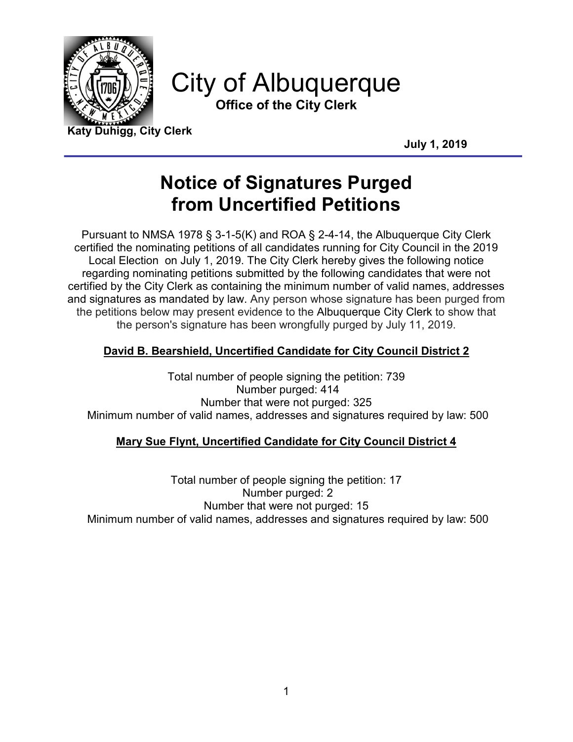# City of Albuquerque

**Office of the City Clerk**

**Katy Duhigg, City Clerk**

**July 1, 2019**

## Notice of Signatures Purged from Uncertified Petitions

Pursuant to NMSA 1978 § 3-1-5(K) and ROA § 2-4-14, the Albuquerque City Clerk certified the nominating petitions of all candidates running for City Council in the 2019 Local Election on July 1, 2019. The City Clerk hereby gives the following notice regarding nominating petitions submitted by the following candidates that were not certified by the City Clerk as containing the minimum number of valid names, addresses and signatures as mandated by law. Any person whose signature has been purged from the petitions below may present evidence to the Albuquerque City Clerk to show that the person's signature has been wrongfully purged by July 11, 2019.

**David B. Bearshield, Uncertified Candidate for City Council District 2**

Total number of people signing the petition: 739
Number purged: 414
Number that were not purged: 325
Minimum number of valid names, addresses and signatures required by law: 500

**Mary Sue Flynt, Uncertified Candidate for City Council District 4**

Total number of people signing the petition: 17
Number purged: 2
Number that were not purged: 15
Minimum number of valid names, addresses and signatures required by law: 500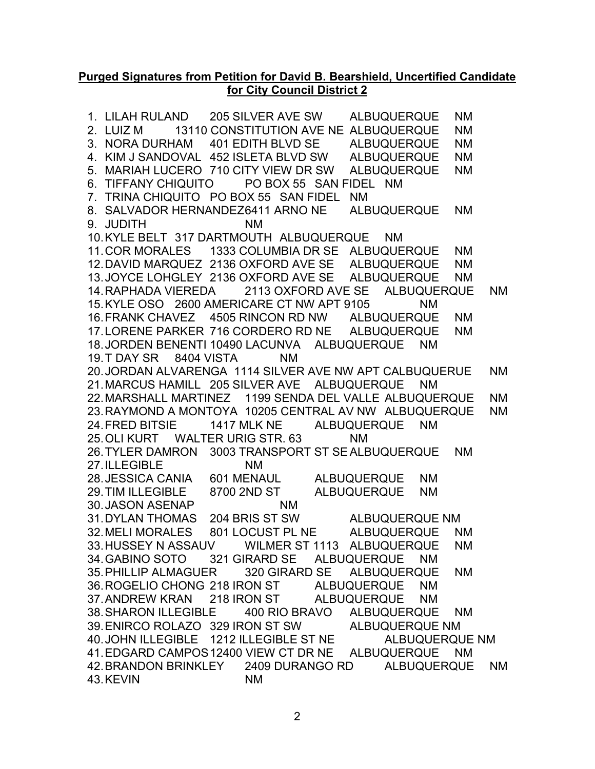**Purged Signatures from Petition for David B. Bearshield, Uncertified Candidate for City Council District 2**

1. LILAH RULAND 205 SILVER AVE SW ALBUQUERQUE NM
2. LUIZ M 13110 CONSTITUTION AVE NE ALBUQUERQUE NM
3. NORA DURHAM 401 EDITH BLVD SE ALBUQUERQUE NM
4. KIM J SANDOVAL 452 ISLETA BLVD SW ALBUQUERQUE NM
5. MARIAH LUCERO 710 CITY VIEW DR SW ALBUQUERQUE NM
6. TIFFANY CHIQUITO PO BOX 55 SAN FIDEL NM
7. TRINA CHIQUITO PO BOX 55 SAN FIDEL NM
8. SALVADOR HERNANDEZ6411 ARNO NE ALBUQUERQUE NM
9. JUDITH NM
10. KYLE BELT 317 DARTMOUTH ALBUQUERQUE NM
11. COR MORALES 1333 COLUMBIA DR SE ALBUQUERQUE NM
12. DAVID MARQUEZ 2136 OXFORD AVE SE ALBUQUERQUE NM
13. JOYCE LOHGLEY 2136 OXFORD AVE SE ALBUQUERQUE NM
14. RAPHADA VIEREDA 2113 OXFORD AVE SE ALBUQUERQUE NM
15. KYLE OSO 2600 AMERICARE CT NW APT 9105 NM
16. FRANK CHAVEZ 4505 RINCON RD NW ALBUQUERQUE NM
17. LORENE PARKER 716 CORDERO RD NE ALBUQUERQUE NM
18. JORDEN BENENTI 10490 LACUNVA ALBUQUERQUE NM
19. T DAY SR 8404 VISTA NM
20. JORDAN ALVARENGA 1114 SILVER AVE NW APT CALBUQUERUE NM
21. MARCUS HAMILL 205 SILVER AVE ALBUQUERQUE NM
22. MARSHALL MARTINEZ 1199 SENDA DEL VALLE ALBUQUERQUE NM
23. RAYMOND A MONTOYA 10205 CENTRAL AV NW ALBUQUERQUE NM
24. FRED BITSIE 1417 MLK NE ALBUQUERQUE NM
25. OLI KURT WALTER URIG STR. 63 NM
26. TYLER DAMRON 3003 TRANSPORT ST SE ALBUQUERQUE NM
27. ILLEGIBLE NM
28. JESSICA CANIA 601 MENAUL ALBUQUERQUE NM
29. TIM ILLEGIBLE 8700 2ND ST ALBUQUERQUE NM
30. JASON ASENAP NM
31. DYLAN THOMAS 204 BRIS ST SW ALBUQUERQUE NM
32. MELI MORALES 801 LOCUST PL NE ALBUQUERQUE NM
33. HUSSEY N ASSAUV WILMER ST 1113 ALBUQUERQUE NM
34. GABINO SOTO 321 GIRARD SE ALBUQUERQUE NM
35. PHILLIP ALMAGUER 320 GIRARD SE ALBUQUERQUE NM
36. ROGELIO CHONG 218 IRON ST ALBUQUERQUE NM
37. ANDREW KRAN 218 IRON ST ALBUQUERQUE NM
38. SHARON ILLEGIBLE 400 RIO BRAVO ALBUQUERQUE NM
39. ENIRCO ROLAZO 329 IRON ST SW ALBUQUERQUE NM
40. JOHN ILLEGIBLE 1212 ILLEGIBLE ST NE ALBUQUERQUE NM
41. EDGARD CAMPOS 12400 VIEW CT DR NE ALBUQUERQUE NM
42. BRANDON BRINKLEY 2409 DURANGO RD ALBUQUERQUE NM
43. KEVIN NM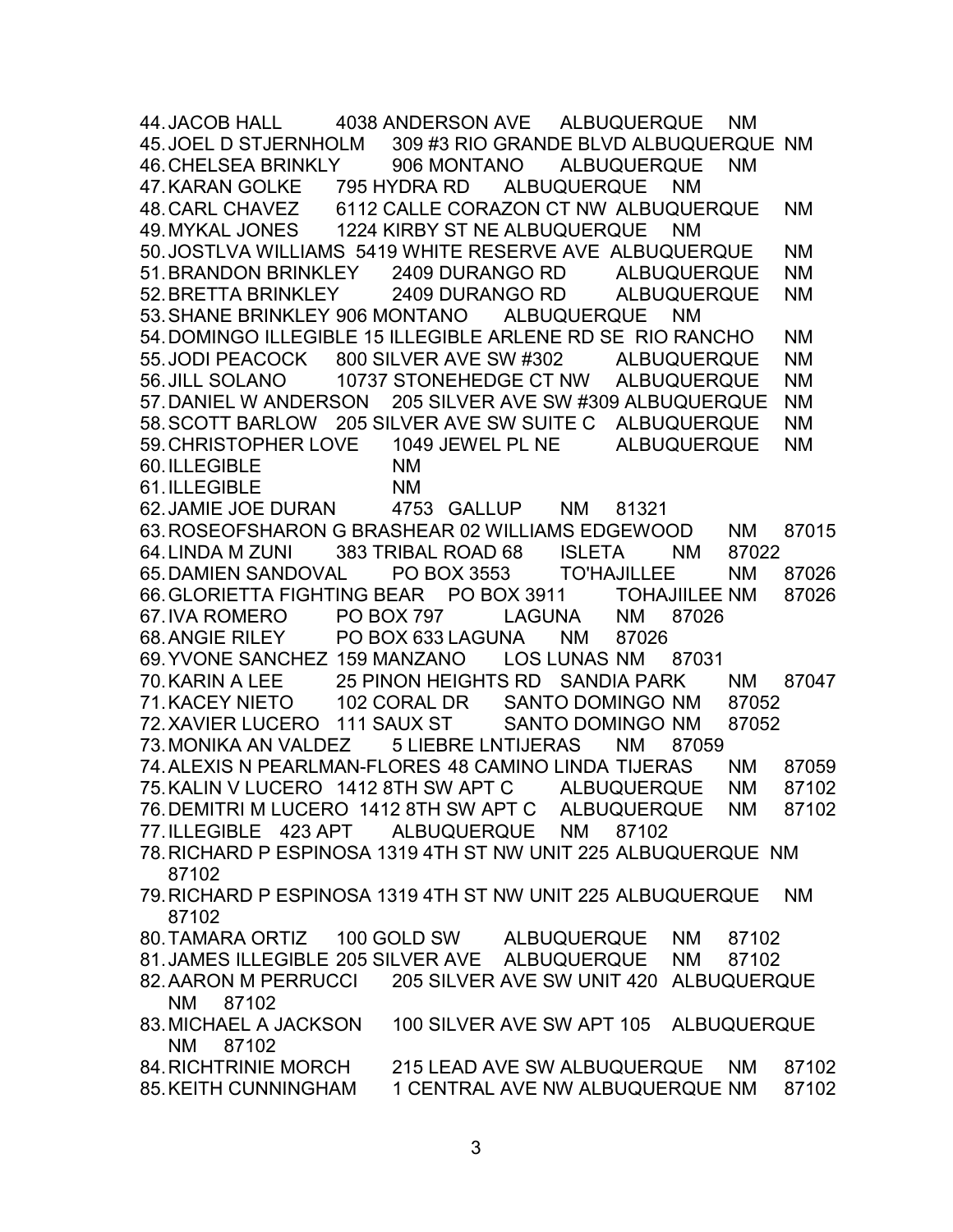44. JACOB HALL 4038 ANDERSON AVE ALBUQUERQUE NM
45. JOEL D STJERNHOLM 309 #3 RIO GRANDE BLVD ALBUQUERQUE NM
46. CHELSEA BRINKLY 906 MONTANO ALBUQUERQUE NM
47. KARAN GOLKE 795 HYDRA RD ALBUQUERQUE NM
48. CARL CHAVEZ 6112 CALLE CORAZON CT NW ALBUQUERQUE NM
49. MYKAL JONES 1224 KIRBY ST NE ALBUQUERQUE NM
50. JOSTLVA WILLIAMS 5419 WHITE RESERVE AVE ALBUQUERQUE NM
51. BRANDON BRINKLEY 2409 DURANGO RD ALBUQUERQUE NM
52. BRETTA BRINKLEY 2409 DURANGO RD ALBUQUERQUE NM
53. SHANE BRINKLEY 906 MONTANO ALBUQUERQUE NM
54. DOMINGO ILLEGIBLE 15 ILLEGIBLE ARLENE RD SE RIO RANCHO NM
55. JODI PEACOCK 800 SILVER AVE SW #302 ALBUQUERQUE NM
56. JILL SOLANO 10737 STONEHEDGE CT NW ALBUQUERQUE NM
57. DANIEL W ANDERSON 205 SILVER AVE SW #309 ALBUQUERQUE NM
58. SCOTT BARLOW 205 SILVER AVE SW SUITE C ALBUQUERQUE NM
59. CHRISTOPHER LOVE 1049 JEWEL PL NE ALBUQUERQUE NM
60. ILLEGIBLE NM
61. ILLEGIBLE NM
62. JAMIE JOE DURAN 4753 GALLUP NM 81321
63. ROSEOFSHARON G BRASHEAR 02 WILLIAMS EDGEWOOD NM 87015
64. LINDA M ZUNI 383 TRIBAL ROAD 68 ISLETA NM 87022
65. DAMIEN SANDOVAL PO BOX 3553 TO'HAJILLEE NM 87026
66. GLORIETTA FIGHTING BEAR PO BOX 3911 TOHAJIILEE NM 87026
67. IVA ROMERO PO BOX 797 LAGUNA NM 87026
68. ANGIE RILEY PO BOX 633 LAGUNA NM 87026
69. YVONE SANCHEZ 159 MANZANO LOS LUNAS NM 87031
70. KARIN A LEE 25 PINON HEIGHTS RD SANDIA PARK NM 87047
71. KACEY NIETO 102 CORAL DR SANTO DOMINGO NM 87052
72. XAVIER LUCERO 111 SAUX ST SANTO DOMINGO NM 87052
73. MONIKA AN VALDEZ 5 LIEBRE LNTIJERAS NM 87059
74. ALEXIS N PEARLMAN-FLORES 48 CAMINO LINDA TIJERAS NM 87059
75. KALIN V LUCERO 1412 8TH SW APT C ALBUQUERQUE NM 87102
76. DEMITRI M LUCERO 1412 8TH SW APT C ALBUQUERQUE NM 87102
77. ILLEGIBLE 423 APT ALBUQUERQUE NM 87102
78. RICHARD P ESPINOSA 1319 4TH ST NW UNIT 225 ALBUQUERQUE NM 87102
79. RICHARD P ESPINOSA 1319 4TH ST NW UNIT 225 ALBUQUERQUE NM 87102
80. TAMARA ORTIZ 100 GOLD SW ALBUQUERQUE NM 87102
81. JAMES ILLEGIBLE 205 SILVER AVE ALBUQUERQUE NM 87102
82. AARON M PERRUCCI 205 SILVER AVE SW UNIT 420 ALBUQUERQUE NM 87102
83. MICHAEL A JACKSON 100 SILVER AVE SW APT 105 ALBUQUERQUE NM 87102
84. RICHTRINIE MORCH 215 LEAD AVE SW ALBUQUERQUE NM 87102
85. KEITH CUNNINGHAM 1 CENTRAL AVE NW ALBUQUERQUE NM 87102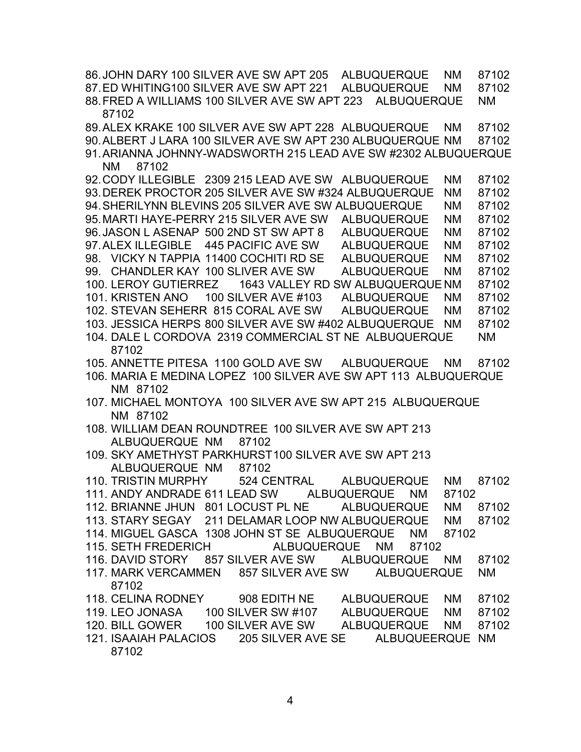86. JOHN DARY 100 SILVER AVE SW APT 205 ALBUQUERQUE NM 87102
87. ED WHITING100 SILVER AVE SW APT 221 ALBUQUERQUE NM 87102
88. FRED A WILLIAMS 100 SILVER AVE SW APT 223 ALBUQUERQUE NM 87102
89. ALEX KRAKE 100 SILVER AVE SW APT 228 ALBUQUERQUE NM 87102
90. ALBERT J LARA 100 SILVER AVE SW APT 230 ALBUQUERQUE NM 87102
91. ARIANNA JOHNNY-WADSWORTH 215 LEAD AVE SW #2302 ALBUQUERQUE NM 87102
92. CODY ILLEGIBLE 2309 215 LEAD AVE SW ALBUQUERQUE NM 87102
93. DEREK PROCTOR 205 SILVER AVE SW #324 ALBUQUERQUE NM 87102
94. SHERILYNN BLEVINS 205 SILVER AVE SW ALBUQUERQUE NM 87102
95. MARTI HAYE-PERRY 215 SILVER AVE SW ALBUQUERQUE NM 87102
96. JASON L ASENAP 500 2ND ST SW APT 8 ALBUQUERQUE NM 87102
97. ALEX ILLEGIBLE 445 PACIFIC AVE SW ALBUQUERQUE NM 87102
98. VICKY N TAPPIA 11400 COCHITI RD SE ALBUQUERQUE NM 87102
99. CHANDLER KAY 100 SLIVER AVE SW ALBUQUERQUE NM 87102
100. LEROY GUTIERREZ 1643 VALLEY RD SW ALBUQUERQUE NM 87102
101. KRISTEN ANO 100 SILVER AVE #103 ALBUQUERQUE NM 87102
102. STEVAN SEHERR 815 CORAL AVE SW ALBUQUERQUE NM 87102
103. JESSICA HERPS 800 SILVER AVE SW #402 ALBUQUERQUE NM 87102
104. DALE L CORDOVA 2319 COMMERCIAL ST NE ALBUQUERQUE NM 87102
105. ANNETTE PITESA 1100 GOLD AVE SW ALBUQUERQUE NM 87102
106. MARIA E MEDINA LOPEZ 100 SILVER AVE SW APT 113 ALBUQUERQUE NM 87102
107. MICHAEL MONTOYA 100 SILVER AVE SW APT 215 ALBUQUERQUE NM 87102
108. WILLIAM DEAN ROUNDTREE 100 SILVER AVE SW APT 213 ALBUQUERQUE NM 87102
109. SKY AMETHYST PARKHURST100 SILVER AVE SW APT 213 ALBUQUERQUE NM 87102
110. TRISTIN MURPHY 524 CENTRAL ALBUQUERQUE NM 87102
111. ANDY ANDRADE 611 LEAD SW ALBUQUERQUE NM 87102
112. BRIANNE JHUN 801 LOCUST PL NE ALBUQUERQUE NM 87102
113. STARY SEGAY 211 DELAMAR LOOP NW ALBUQUERQUE NM 87102
114. MIGUEL GASCA 1308 JOHN ST SE ALBUQUERQUE NM 87102
115. SETH FREDERICH ALBUQUERQUE NM 87102
116. DAVID STORY 857 SILVER AVE SW ALBUQUERQUE NM 87102
117. MARK VERCAMMEN 857 SILVER AVE SW ALBUQUERQUE NM 87102
118. CELINA RODNEY 908 EDITH NE ALBUQUERQUE NM 87102
119. LEO JONASA 100 SILVER SW #107 ALBUQUERQUE NM 87102
120. BILL GOWER 100 SILVER AVE SW ALBUQUERQUE NM 87102
121. ISAAIAH PALACIOS 205 SILVER AVE SE ALBUQUEERQUE NM 87102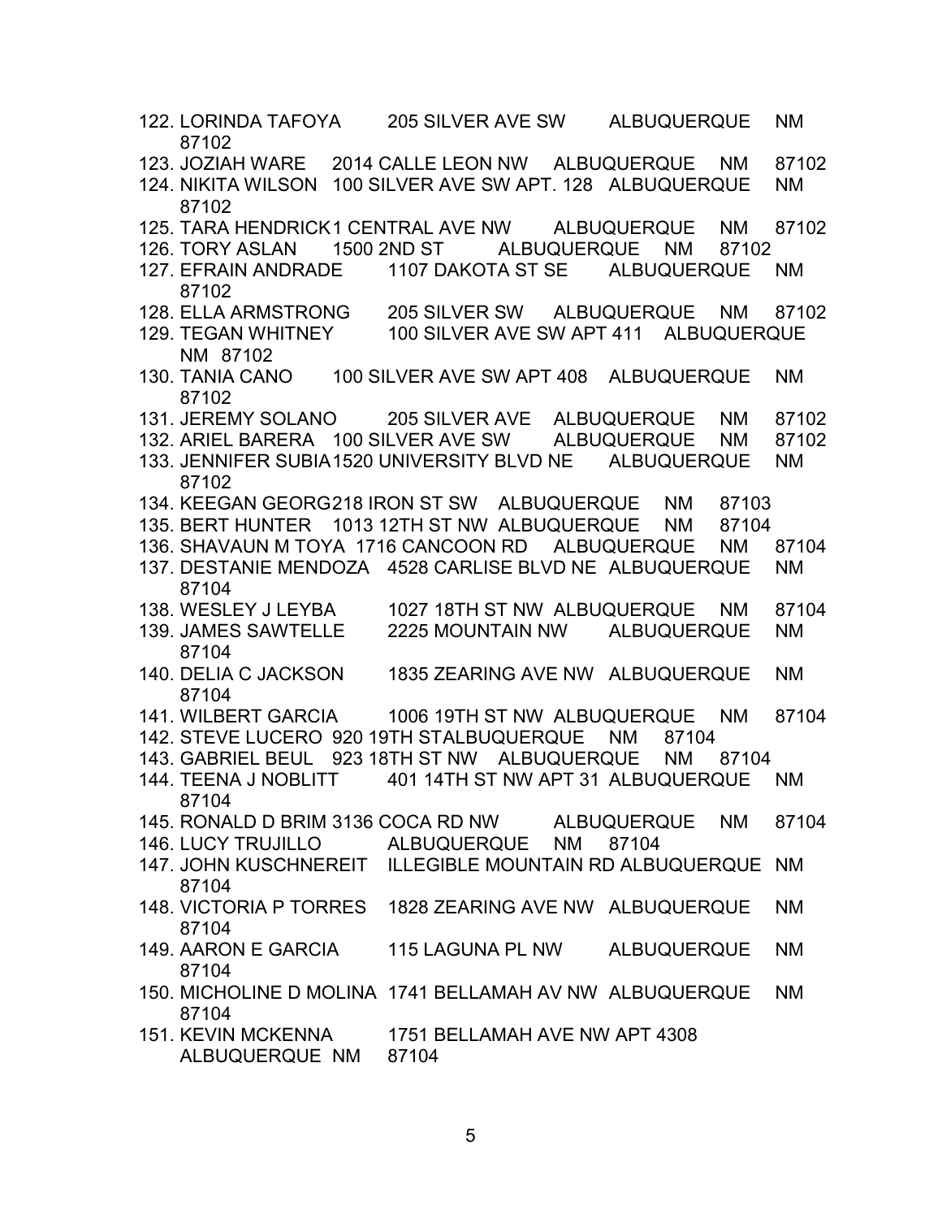122. LORINDA TAFOYA 205 SILVER AVE SW ALBUQUERQUE NM 87102
123. JOZIAH WARE 2014 CALLE LEON NW ALBUQUERQUE NM 87102
124. NIKITA WILSON 100 SILVER AVE SW APT. 128 ALBUQUERQUE NM 87102
125. TARA HENDRICK1 CENTRAL AVE NW ALBUQUERQUE NM 87102
126. TORY ASLAN 1500 2ND ST ALBUQUERQUE NM 87102
127. EFRAIN ANDRADE 1107 DAKOTA ST SE ALBUQUERQUE NM 87102
128. ELLA ARMSTRONG 205 SILVER SW ALBUQUERQUE NM 87102
129. TEGAN WHITNEY 100 SILVER AVE SW APT 411 ALBUQUERQUE NM 87102
130. TANIA CANO 100 SILVER AVE SW APT 408 ALBUQUERQUE NM 87102
131. JEREMY SOLANO 205 SILVER AVE ALBUQUERQUE NM 87102
132. ARIEL BARERA 100 SILVER AVE SW ALBUQUERQUE NM 87102
133. JENNIFER SUBIA1520 UNIVERSITY BLVD NE ALBUQUERQUE NM 87102
134. KEEGAN GEORG218 IRON ST SW ALBUQUERQUE NM 87103
135. BERT HUNTER 1013 12TH ST NW ALBUQUERQUE NM 87104
136. SHAVAUN M TOYA 1716 CANCOON RD ALBUQUERQUE NM 87104
137. DESTANIE MENDOZA 4528 CARLISE BLVD NE ALBUQUERQUE NM 87104
138. WESLEY J LEYBA 1027 18TH ST NW ALBUQUERQUE NM 87104
139. JAMES SAWTELLE 2225 MOUNTAIN NW ALBUQUERQUE NM 87104
140. DELIA C JACKSON 1835 ZEARING AVE NW ALBUQUERQUE NM 87104
141. WILBERT GARCIA 1006 19TH ST NW ALBUQUERQUE NM 87104
142. STEVE LUCERO 920 19TH STALBUQUERQUE NM 87104
143. GABRIEL BEUL 923 18TH ST NW ALBUQUERQUE NM 87104
144. TEENA J NOBLITT 401 14TH ST NW APT 31 ALBUQUERQUE NM 87104
145. RONALD D BRIM 3136 COCA RD NW ALBUQUERQUE NM 87104
146. LUCY TRUJILLO ALBUQUERQUE NM 87104
147. JOHN KUSCHNEREIT ILLEGIBLE MOUNTAIN RD ALBUQUERQUE NM 87104
148. VICTORIA P TORRES 1828 ZEARING AVE NW ALBUQUERQUE NM 87104
149. AARON E GARCIA 115 LAGUNA PL NW ALBUQUERQUE NM 87104
150. MICHOLINE D MOLINA 1741 BELLAMAH AV NW ALBUQUERQUE NM 87104
151. KEVIN MCKENNA 1751 BELLAMAH AVE NW APT 4308 ALBUQUERQUE NM 87104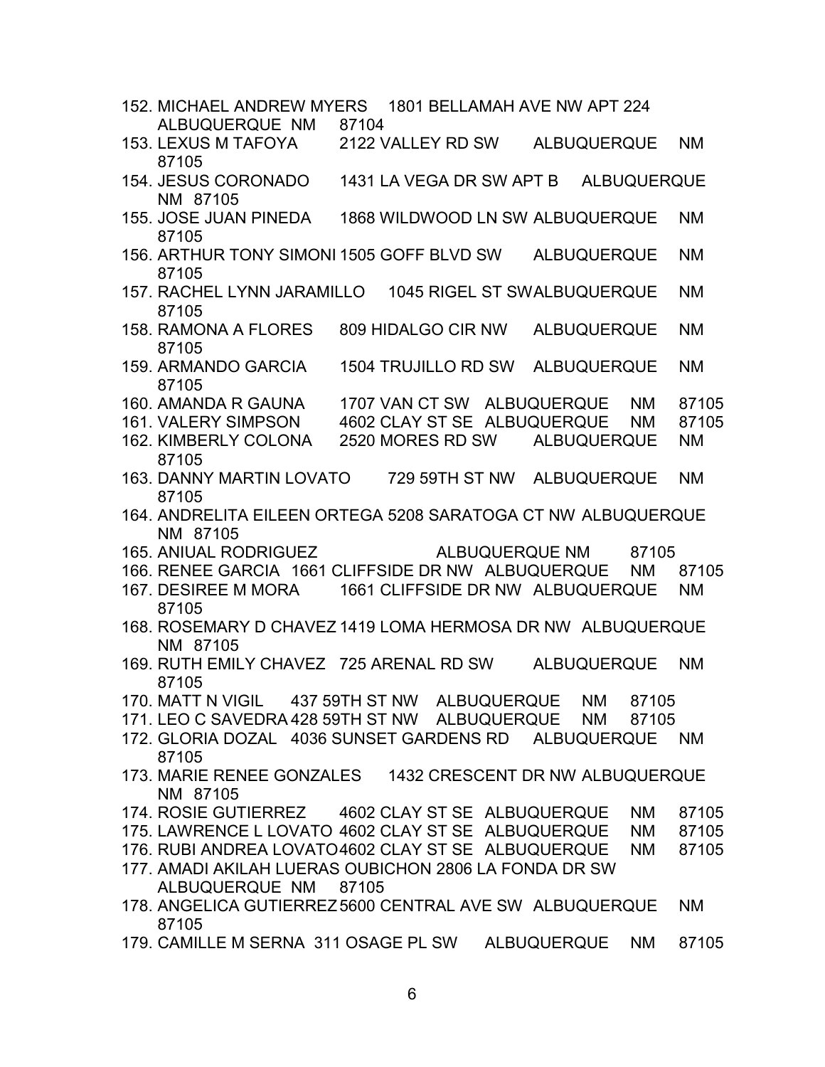152. MICHAEL ANDREW MYERS 1801 BELLAMAH AVE NW APT 224 ALBUQUERQUE NM 87104
153. LEXUS M TAFOYA 2122 VALLEY RD SW ALBUQUERQUE NM 87105
154. JESUS CORONADO 1431 LA VEGA DR SW APT B ALBUQUERQUE NM 87105
155. JOSE JUAN PINEDA 1868 WILDWOOD LN SW ALBUQUERQUE NM 87105
156. ARTHUR TONY SIMONI 1505 GOFF BLVD SW ALBUQUERQUE NM 87105
157. RACHEL LYNN JARAMILLO 1045 RIGEL ST SWALBUQUERQUE NM 87105
158. RAMONA A FLORES 809 HIDALGO CIR NW ALBUQUERQUE NM 87105
159. ARMANDO GARCIA 1504 TRUJILLO RD SW ALBUQUERQUE NM 87105
160. AMANDA R GAUNA 1707 VAN CT SW ALBUQUERQUE NM 87105
161. VALERY SIMPSON 4602 CLAY ST SE ALBUQUERQUE NM 87105
162. KIMBERLY COLONA 2520 MORES RD SW ALBUQUERQUE NM 87105
163. DANNY MARTIN LOVATO 729 59TH ST NW ALBUQUERQUE NM 87105
164. ANDRELITA EILEEN ORTEGA 5208 SARATOGA CT NW ALBUQUERQUE NM 87105
165. ANIUAL RODRIGUEZ ALBUQUERQUE NM 87105
166. RENEE GARCIA 1661 CLIFFSIDE DR NW ALBUQUERQUE NM 87105
167. DESIREE M MORA 1661 CLIFFSIDE DR NW ALBUQUERQUE NM 87105
168. ROSEMARY D CHAVEZ 1419 LOMA HERMOSA DR NW ALBUQUERQUE NM 87105
169. RUTH EMILY CHAVEZ 725 ARENAL RD SW ALBUQUERQUE NM 87105
170. MATT N VIGIL 437 59TH ST NW ALBUQUERQUE NM 87105
171. LEO C SAVEDRA 428 59TH ST NW ALBUQUERQUE NM 87105
172. GLORIA DOZAL 4036 SUNSET GARDENS RD ALBUQUERQUE NM 87105
173. MARIE RENEE GONZALES 1432 CRESCENT DR NW ALBUQUERQUE NM 87105
174. ROSIE GUTIERREZ 4602 CLAY ST SE ALBUQUERQUE NM 87105
175. LAWRENCE L LOVATO 4602 CLAY ST SE ALBUQUERQUE NM 87105
176. RUBI ANDREA LOVATO 4602 CLAY ST SE ALBUQUERQUE NM 87105
177. AMADI AKILAH LUERAS OUBICHON 2806 LA FONDA DR SW ALBUQUERQUE NM 87105
178. ANGELICA GUTIERREZ 5600 CENTRAL AVE SW ALBUQUERQUE NM 87105
179. CAMILLE M SERNA 311 OSAGE PL SW ALBUQUERQUE NM 87105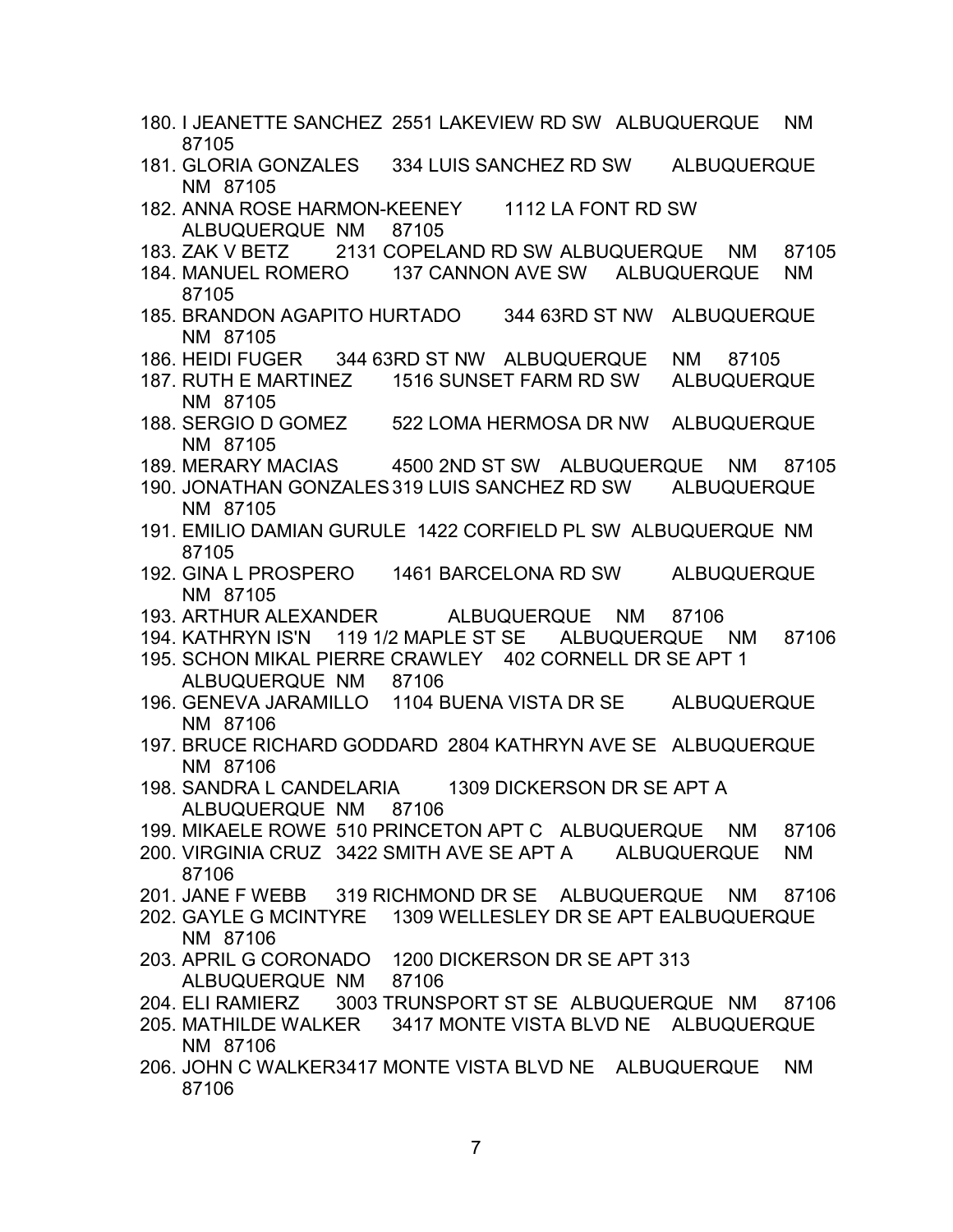180. I JEANETTE SANCHEZ 2551 LAKEVIEW RD SW ALBUQUERQUE NM 87105
181. GLORIA GONZALES 334 LUIS SANCHEZ RD SW ALBUQUERQUE NM 87105
182. ANNA ROSE HARMON-KEENEY 1112 LA FONT RD SW ALBUQUERQUE NM 87105
183. ZAK V BETZ 2131 COPELAND RD SW ALBUQUERQUE NM 87105
184. MANUEL ROMERO 137 CANNON AVE SW ALBUQUERQUE NM 87105
185. BRANDON AGAPITO HURTADO 344 63RD ST NW ALBUQUERQUE NM 87105
186. HEIDI FUGER 344 63RD ST NW ALBUQUERQUE NM 87105
187. RUTH E MARTINEZ 1516 SUNSET FARM RD SW ALBUQUERQUE NM 87105
188. SERGIO D GOMEZ 522 LOMA HERMOSA DR NW ALBUQUERQUE NM 87105
189. MERARY MACIAS 4500 2ND ST SW ALBUQUERQUE NM 87105
190. JONATHAN GONZALES 319 LUIS SANCHEZ RD SW ALBUQUERQUE NM 87105
191. EMILIO DAMIAN GURULE 1422 CORFIELD PL SW ALBUQUERQUE NM 87105
192. GINA L PROSPERO 1461 BARCELONA RD SW ALBUQUERQUE NM 87105
193. ARTHUR ALEXANDER ALBUQUERQUE NM 87106
194. KATHRYN IS'N 119 1/2 MAPLE ST SE ALBUQUERQUE NM 87106
195. SCHON MIKAL PIERRE CRAWLEY 402 CORNELL DR SE APT 1 ALBUQUERQUE NM 87106
196. GENEVA JARAMILLO 1104 BUENA VISTA DR SE ALBUQUERQUE NM 87106
197. BRUCE RICHARD GODDARD 2804 KATHRYN AVE SE ALBUQUERQUE NM 87106
198. SANDRA L CANDELARIA 1309 DICKERSON DR SE APT A ALBUQUERQUE NM 87106
199. MIKAELE ROWE 510 PRINCETON APT C ALBUQUERQUE NM 87106
200. VIRGINIA CRUZ 3422 SMITH AVE SE APT A ALBUQUERQUE NM 87106
201. JANE F WEBB 319 RICHMOND DR SE ALBUQUERQUE NM 87106
202. GAYLE G MCINTYRE 1309 WELLESLEY DR SE APT EALBUQUERQUE NM 87106
203. APRIL G CORONADO 1200 DICKERSON DR SE APT 313 ALBUQUERQUE NM 87106
204. ELI RAMIERZ 3003 TRUNSPORT ST SE ALBUQUERQUE NM 87106
205. MATHILDE WALKER 3417 MONTE VISTA BLVD NE ALBUQUERQUE NM 87106
206. JOHN C WALKER3417 MONTE VISTA BLVD NE ALBUQUERQUE NM 87106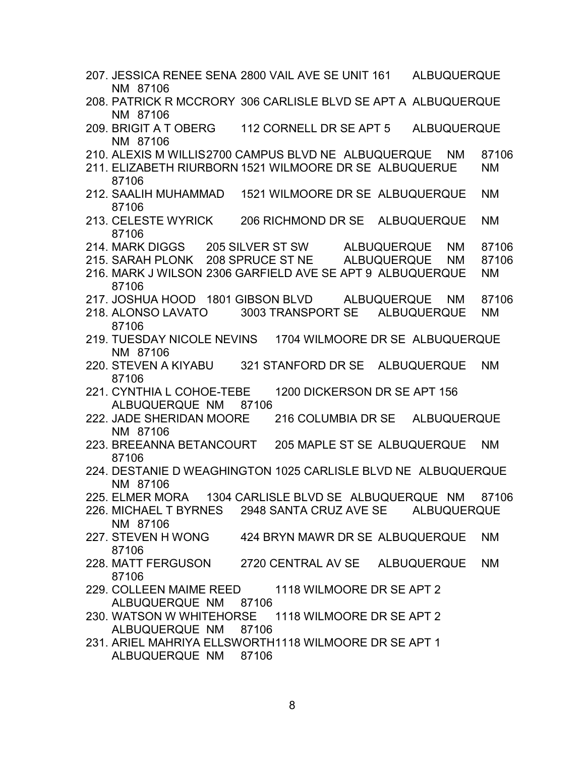207. JESSICA RENEE SENA 2800 VAIL AVE SE UNIT 161 ALBUQUERQUE NM 87106
208. PATRICK R MCCRORY 306 CARLISLE BLVD SE APT A ALBUQUERQUE NM 87106
209. BRIGIT A T OBERG 112 CORNELL DR SE APT 5 ALBUQUERQUE NM 87106
210. ALEXIS M WILLIS 2700 CAMPUS BLVD NE ALBUQUERQUE NM 87106
211. ELIZABETH RIURBORN 1521 WILMOORE DR SE ALBUQUERUE NM 87106
212. SAALIH MUHAMMAD 1521 WILMOORE DR SE ALBUQUERQUE NM 87106
213. CELESTE WYRICK 206 RICHMOND DR SE ALBUQUERQUE NM 87106
214. MARK DIGGS 205 SILVER ST SW ALBUQUERQUE NM 87106
215. SARAH PLONK 208 SPRUCE ST NE ALBUQUERQUE NM 87106
216. MARK J WILSON 2306 GARFIELD AVE SE APT 9 ALBUQUERQUE NM 87106
217. JOSHUA HOOD 1801 GIBSON BLVD ALBUQUERQUE NM 87106
218. ALONSO LAVATO 3003 TRANSPORT SE ALBUQUERQUE NM 87106
219. TUESDAY NICOLE NEVINS 1704 WILMOORE DR SE ALBUQUERQUE NM 87106
220. STEVEN A KIYABU 321 STANFORD DR SE ALBUQUERQUE NM 87106
221. CYNTHIA L COHOE-TEBE 1200 DICKERSON DR SE APT 156 ALBUQUERQUE NM 87106
222. JADE SHERIDAN MOORE 216 COLUMBIA DR SE ALBUQUERQUE NM 87106
223. BREEANNA BETANCOURT 205 MAPLE ST SE ALBUQUERQUE NM 87106
224. DESTANIE D WEAGHINGTON 1025 CARLISLE BLVD NE ALBUQUERQUE NM 87106
225. ELMER MORA 1304 CARLISLE BLVD SE ALBUQUERQUE NM 87106
226. MICHAEL T BYRNES 2948 SANTA CRUZ AVE SE ALBUQUERQUE NM 87106
227. STEVEN H WONG 424 BRYN MAWR DR SE ALBUQUERQUE NM 87106
228. MATT FERGUSON 2720 CENTRAL AV SE ALBUQUERQUE NM 87106
229. COLLEEN MAIME REED 1118 WILMOORE DR SE APT 2 ALBUQUERQUE NM 87106
230. WATSON W WHITEHORSE 1118 WILMOORE DR SE APT 2 ALBUQUERQUE NM 87106
231. ARIEL MAHRIYA ELLSWORTH 1118 WILMOORE DR SE APT 1 ALBUQUERQUE NM 87106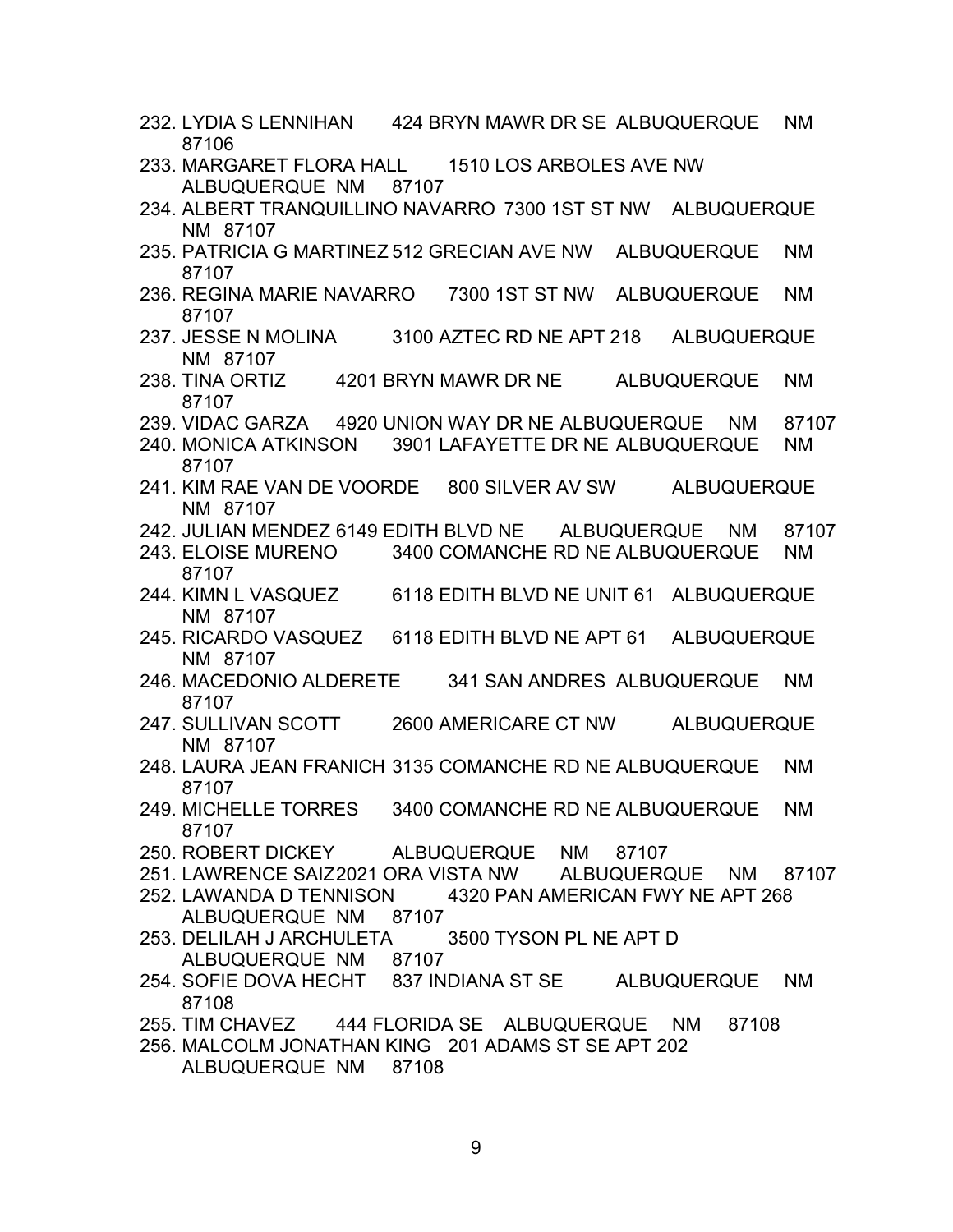232. LYDIA S LENNIHAN 424 BRYN MAWR DR SE ALBUQUERQUE NM 87106
233. MARGARET FLORA HALL 1510 LOS ARBOLES AVE NW ALBUQUERQUE NM 87107
234. ALBERT TRANQUILLINO NAVARRO 7300 1ST ST NW ALBUQUERQUE NM 87107
235. PATRICIA G MARTINEZ 512 GRECIAN AVE NW ALBUQUERQUE NM 87107
236. REGINA MARIE NAVARRO 7300 1ST ST NW ALBUQUERQUE NM 87107
237. JESSE N MOLINA 3100 AZTEC RD NE APT 218 ALBUQUERQUE NM 87107
238. TINA ORTIZ 4201 BRYN MAWR DR NE ALBUQUERQUE NM 87107
239. VIDAC GARZA 4920 UNION WAY DR NE ALBUQUERQUE NM 87107
240. MONICA ATKINSON 3901 LAFAYETTE DR NE ALBUQUERQUE NM 87107
241. KIM RAE VAN DE VOORDE 800 SILVER AV SW ALBUQUERQUE NM 87107
242. JULIAN MENDEZ 6149 EDITH BLVD NE ALBUQUERQUE NM 87107
243. ELOISE MURENO 3400 COMANCHE RD NE ALBUQUERQUE NM 87107
244. KIMN L VASQUEZ 6118 EDITH BLVD NE UNIT 61 ALBUQUERQUE NM 87107
245. RICARDO VASQUEZ 6118 EDITH BLVD NE APT 61 ALBUQUERQUE NM 87107
246. MACEDONIO ALDERETE 341 SAN ANDRES ALBUQUERQUE NM 87107
247. SULLIVAN SCOTT 2600 AMERICARE CT NW ALBUQUERQUE NM 87107
248. LAURA JEAN FRANICH 3135 COMANCHE RD NE ALBUQUERQUE NM 87107
249. MICHELLE TORRES 3400 COMANCHE RD NE ALBUQUERQUE NM 87107
250. ROBERT DICKEY ALBUQUERQUE NM 87107
251. LAWRENCE SAIZ2021 ORA VISTA NW ALBUQUERQUE NM 87107
252. LAWANDA D TENNISON 4320 PAN AMERICAN FWY NE APT 268 ALBUQUERQUE NM 87107
253. DELILAH J ARCHULETA 3500 TYSON PL NE APT D ALBUQUERQUE NM 87107
254. SOFIE DOVA HECHT 837 INDIANA ST SE ALBUQUERQUE NM 87108
255. TIM CHAVEZ 444 FLORIDA SE ALBUQUERQUE NM 87108
256. MALCOLM JONATHAN KING 201 ADAMS ST SE APT 202 ALBUQUERQUE NM 87108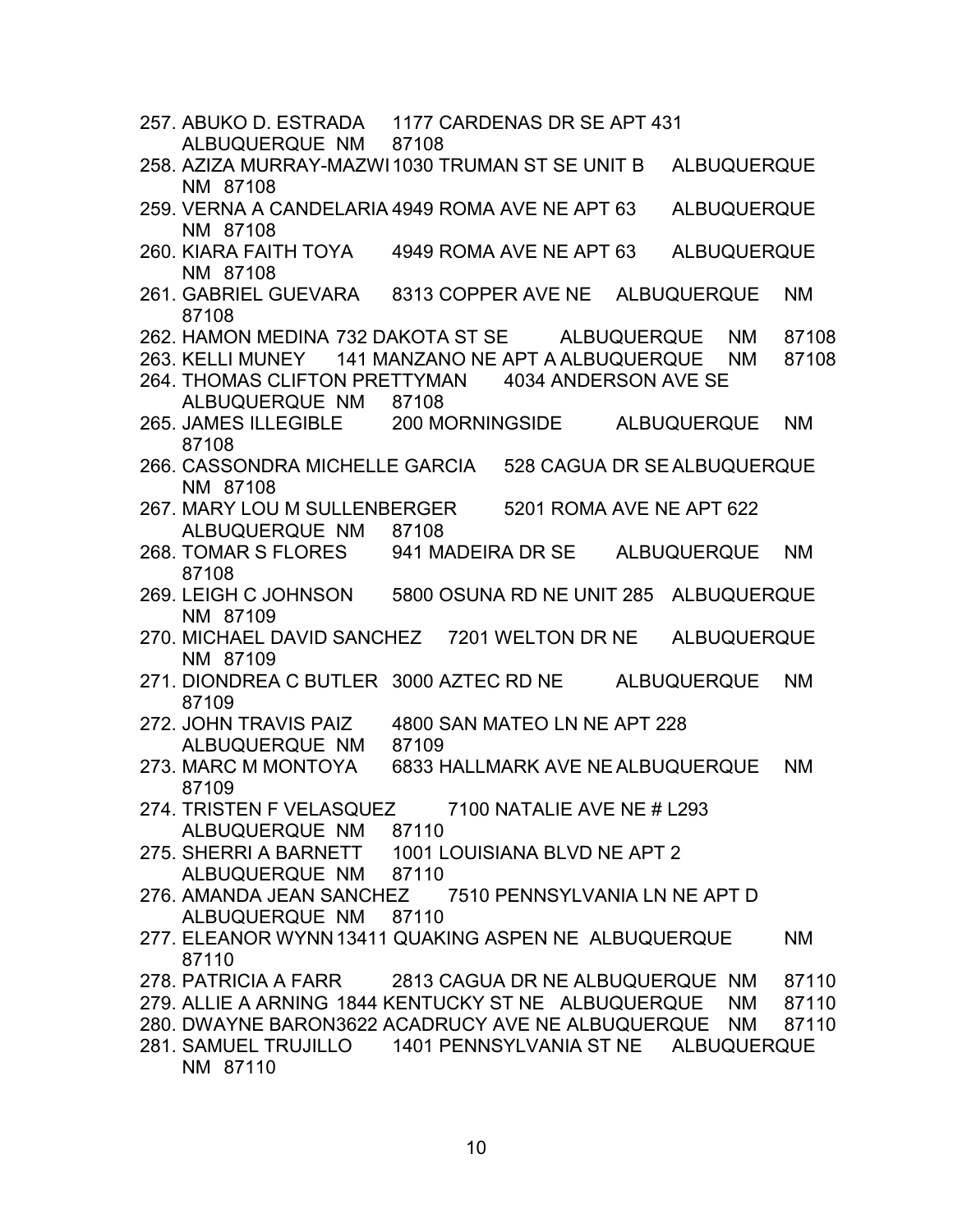257. ABUKO D. ESTRADA 1177 CARDENAS DR SE APT 431 ALBUQUERQUE NM 87108
258. AZIZA MURRAY-MAZWI 1030 TRUMAN ST SE UNIT B ALBUQUERQUE NM 87108
259. VERNA A CANDELARIA 4949 ROMA AVE NE APT 63 ALBUQUERQUE NM 87108
260. KIARA FAITH TOYA 4949 ROMA AVE NE APT 63 ALBUQUERQUE NM 87108
261. GABRIEL GUEVARA 8313 COPPER AVE NE ALBUQUERQUE NM 87108
262. HAMON MEDINA 732 DAKOTA ST SE ALBUQUERQUE NM 87108
263. KELLI MUNEY 141 MANZANO NE APT A ALBUQUERQUE NM 87108
264. THOMAS CLIFTON PRETTYMAN 4034 ANDERSON AVE SE ALBUQUERQUE NM 87108
265. JAMES ILLEGIBLE 200 MORNINGSIDE ALBUQUERQUE NM 87108
266. CASSONDRA MICHELLE GARCIA 528 CAGUA DR SE ALBUQUERQUE NM 87108
267. MARY LOU M SULLENBERGER 5201 ROMA AVE NE APT 622 ALBUQUERQUE NM 87108
268. TOMAR S FLORES 941 MADEIRA DR SE ALBUQUERQUE NM 87108
269. LEIGH C JOHNSON 5800 OSUNA RD NE UNIT 285 ALBUQUERQUE NM 87109
270. MICHAEL DAVID SANCHEZ 7201 WELTON DR NE ALBUQUERQUE NM 87109
271. DIONDREA C BUTLER 3000 AZTEC RD NE ALBUQUERQUE NM 87109
272. JOHN TRAVIS PAIZ 4800 SAN MATEO LN NE APT 228 ALBUQUERQUE NM 87109
273. MARC M MONTOYA 6833 HALLMARK AVE NE ALBUQUERQUE NM 87109
274. TRISTEN F VELASQUEZ 7100 NATALIE AVE NE # L293 ALBUQUERQUE NM 87110
275. SHERRI A BARNETT 1001 LOUISIANA BLVD NE APT 2 ALBUQUERQUE NM 87110
276. AMANDA JEAN SANCHEZ 7510 PENNSYLVANIA LN NE APT D ALBUQUERQUE NM 87110
277. ELEANOR WYNN 13411 QUAKING ASPEN NE ALBUQUERQUE NM 87110
278. PATRICIA A FARR 2813 CAGUA DR NE ALBUQUERQUE NM 87110
279. ALLIE A ARNING 1844 KENTUCKY ST NE ALBUQUERQUE NM 87110
280. DWAYNE BARON3622 ACADRUCY AVE NE ALBUQUERQUE NM 87110
281. SAMUEL TRUJILLO 1401 PENNSYLVANIA ST NE ALBUQUERQUE NM 87110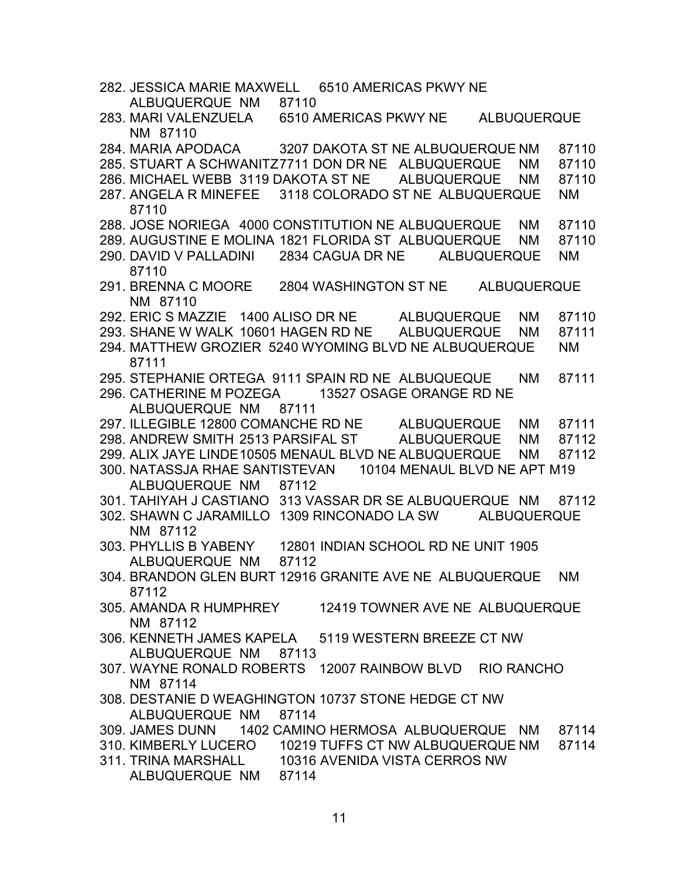282. JESSICA MARIE MAXWELL 6510 AMERICAS PKWY NE ALBUQUERQUE NM 87110
283. MARI VALENZUELA 6510 AMERICAS PKWY NE ALBUQUERQUE NM 87110
284. MARIA APODACA 3207 DAKOTA ST NE ALBUQUERQUE NM 87110
285. STUART A SCHWANITZ 7711 DON DR NE ALBUQUERQUE NM 87110
286. MICHAEL WEBB 3119 DAKOTA ST NE ALBUQUERQUE NM 87110
287. ANGELA R MINEFEE 3118 COLORADO ST NE ALBUQUERQUE NM 87110
288. JOSE NORIEGA 4000 CONSTITUTION NE ALBUQUERQUE NM 87110
289. AUGUSTINE E MOLINA 1821 FLORIDA ST ALBUQUERQUE NM 87110
290. DAVID V PALLADINI 2834 CAGUA DR NE ALBUQUERQUE NM 87110
291. BRENNA C MOORE 2804 WASHINGTON ST NE ALBUQUERQUE NM 87110
292. ERIC S MAZZIE 1400 ALISO DR NE ALBUQUERQUE NM 87110
293. SHANE W WALK 10601 HAGEN RD NE ALBUQUERQUE NM 87111
294. MATTHEW GROZIER 5240 WYOMING BLVD NE ALBUQUERQUE NM 87111
295. STEPHANIE ORTEGA 9111 SPAIN RD NE ALBUQUEQUE NM 87111
296. CATHERINE M POZEGA 13527 OSAGE ORANGE RD NE ALBUQUERQUE NM 87111
297. ILLEGIBLE 12800 COMANCHE RD NE ALBUQUERQUE NM 87111
298. ANDREW SMITH 2513 PARSIFAL ST ALBUQUERQUE NM 87112
299. ALIX JAYE LINDE 10505 MENAUL BLVD NE ALBUQUERQUE NM 87112
300. NATASSJA RHAE SANTISTEVAN 10104 MENAUL BLVD NE APT M19 ALBUQUERQUE NM 87112
301. TAHIYAH J CASTIANO 313 VASSAR DR SE ALBUQUERQUE NM 87112
302. SHAWN C JARAMILLO 1309 RINCONADO LA SW ALBUQUERQUE NM 87112
303. PHYLLIS B YABENY 12801 INDIAN SCHOOL RD NE UNIT 1905 ALBUQUERQUE NM 87112
304. BRANDON GLEN BURT 12916 GRANITE AVE NE ALBUQUERQUE NM 87112
305. AMANDA R HUMPHREY 12419 TOWNER AVE NE ALBUQUERQUE NM 87112
306. KENNETH JAMES KAPELA 5119 WESTERN BREEZE CT NW ALBUQUERQUE NM 87113
307. WAYNE RONALD ROBERTS 12007 RAINBOW BLVD RIO RANCHO NM 87114
308. DESTANIE D WEAGHINGTON 10737 STONE HEDGE CT NW ALBUQUERQUE NM 87114
309. JAMES DUNN 1402 CAMINO HERMOSA ALBUQUERQUE NM 87114
310. KIMBERLY LUCERO 10219 TUFFS CT NW ALBUQUERQUE NM 87114
311. TRINA MARSHALL 10316 AVENIDA VISTA CERROS NW ALBUQUERQUE NM 87114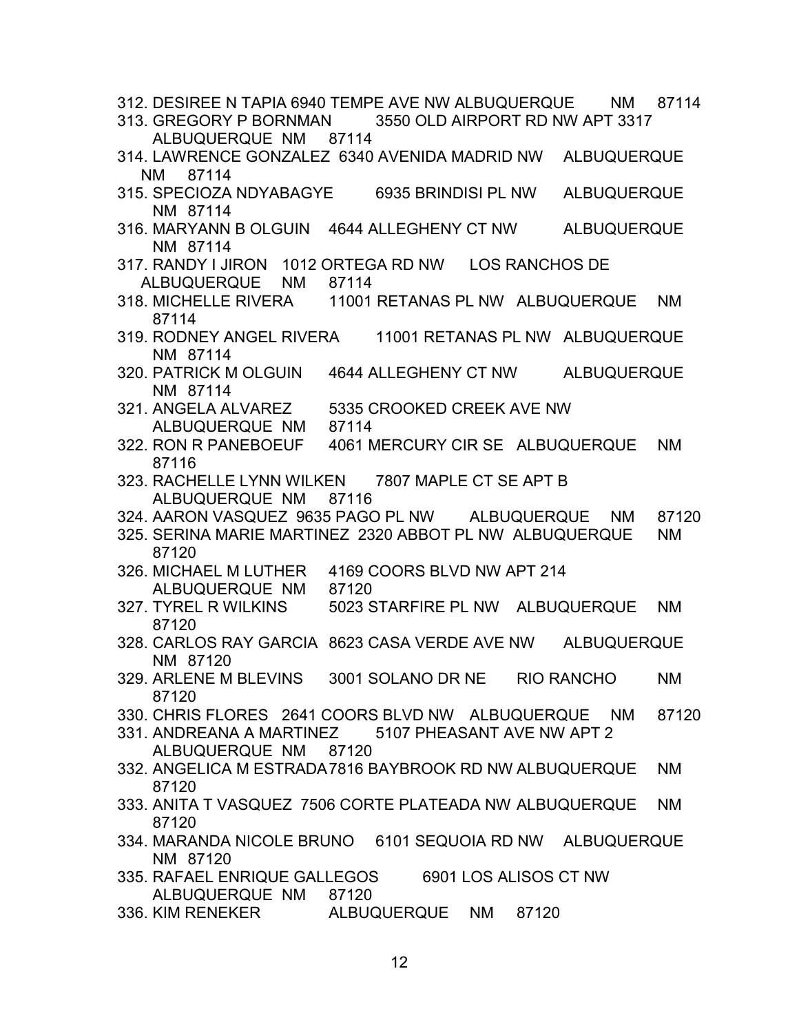312. DESIREE N TAPIA 6940 TEMPE AVE NW ALBUQUERQUE NM 87114
313. GREGORY P BORNMAN 3550 OLD AIRPORT RD NW APT 3317 ALBUQUERQUE NM 87114
314. LAWRENCE GONZALEZ 6340 AVENIDA MADRID NW ALBUQUERQUE NM 87114
315. SPECIOZA NDYABAGYE 6935 BRINDISI PL NW ALBUQUERQUE NM 87114
316. MARYANN B OLGUIN 4644 ALLEGHENY CT NW ALBUQUERQUE NM 87114
317. RANDY I JIRON 1012 ORTEGA RD NW LOS RANCHOS DE ALBUQUERQUE NM 87114
318. MICHELLE RIVERA 11001 RETANAS PL NW ALBUQUERQUE NM 87114
319. RODNEY ANGEL RIVERA 11001 RETANAS PL NW ALBUQUERQUE NM 87114
320. PATRICK M OLGUIN 4644 ALLEGHENY CT NW ALBUQUERQUE NM 87114
321. ANGELA ALVAREZ 5335 CROOKED CREEK AVE NW ALBUQUERQUE NM 87114
322. RON R PANEBOEUF 4061 MERCURY CIR SE ALBUQUERQUE NM 87116
323. RACHELLE LYNN WILKEN 7807 MAPLE CT SE APT B ALBUQUERQUE NM 87116
324. AARON VASQUEZ 9635 PAGO PL NW ALBUQUERQUE NM 87120
325. SERINA MARIE MARTINEZ 2320 ABBOT PL NW ALBUQUERQUE NM 87120
326. MICHAEL M LUTHER 4169 COORS BLVD NW APT 214 ALBUQUERQUE NM 87120
327. TYREL R WILKINS 5023 STARFIRE PL NW ALBUQUERQUE NM 87120
328. CARLOS RAY GARCIA 8623 CASA VERDE AVE NW ALBUQUERQUE NM 87120
329. ARLENE M BLEVINS 3001 SOLANO DR NE RIO RANCHO NM 87120
330. CHRIS FLORES 2641 COORS BLVD NW ALBUQUERQUE NM 87120
331. ANDREANA A MARTINEZ 5107 PHEASANT AVE NW APT 2 ALBUQUERQUE NM 87120
332. ANGELICA M ESTRADA 7816 BAYBROOK RD NW ALBUQUERQUE NM 87120
333. ANITA T VASQUEZ 7506 CORTE PLATEADA NW ALBUQUERQUE NM 87120
334. MARANDA NICOLE BRUNO 6101 SEQUOIA RD NW ALBUQUERQUE NM 87120
335. RAFAEL ENRIQUE GALLEGOS 6901 LOS ALISOS CT NW ALBUQUERQUE NM 87120
336. KIM RENEKER ALBUQUERQUE NM 87120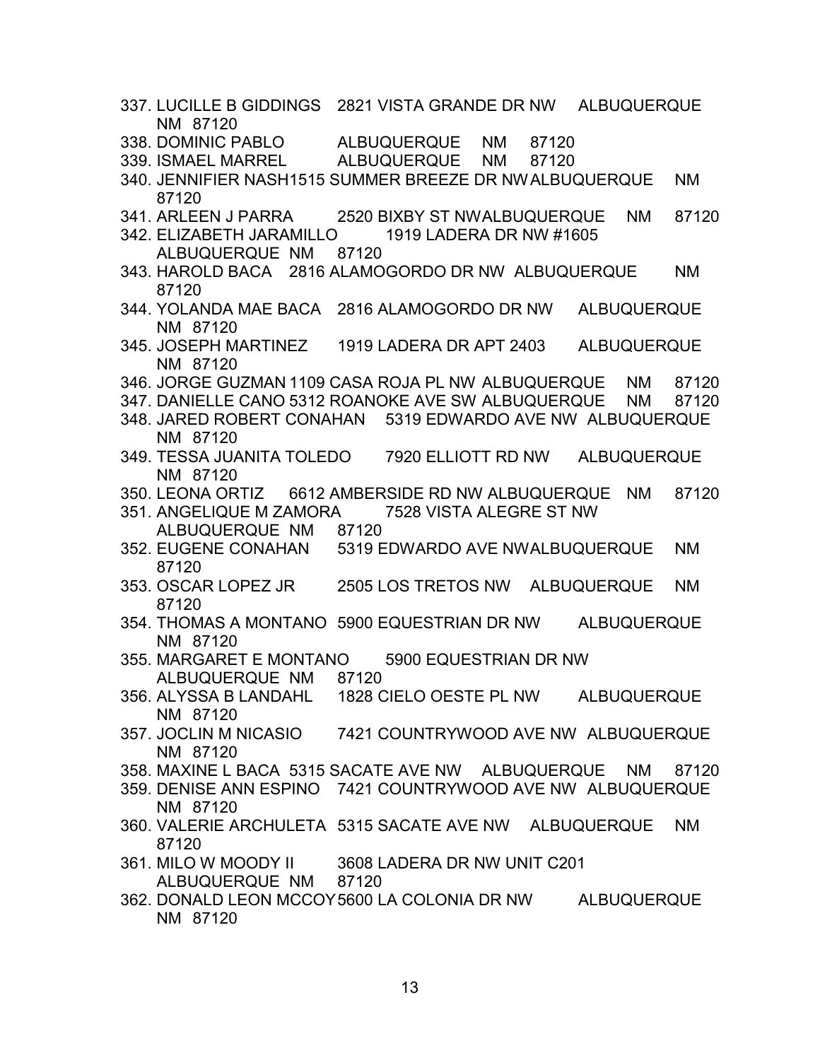337. LUCILLE B GIDDINGS 2821 VISTA GRANDE DR NW ALBUQUERQUE NM 87120
338. DOMINIC PABLO ALBUQUERQUE NM 87120
339. ISMAEL MARREL ALBUQUERQUE NM 87120
340. JENNIFIER NASH1515 SUMMER BREEZE DR NWALBUQUERQUE NM 87120
341. ARLEEN J PARRA 2520 BIXBY ST NWALBUQUERQUE NM 87120
342. ELIZABETH JARAMILLO 1919 LADERA DR NW #1605 ALBUQUERQUE NM 87120
343. HAROLD BACA 2816 ALAMOGORDO DR NW ALBUQUERQUE NM 87120
344. YOLANDA MAE BACA 2816 ALAMOGORDO DR NW ALBUQUERQUE NM 87120
345. JOSEPH MARTINEZ 1919 LADERA DR APT 2403 ALBUQUERQUE NM 87120
346. JORGE GUZMAN 1109 CASA ROJA PL NW ALBUQUERQUE NM 87120
347. DANIELLE CANO 5312 ROANOKE AVE SW ALBUQUERQUE NM 87120
348. JARED ROBERT CONAHAN 5319 EDWARDO AVE NW ALBUQUERQUE NM 87120
349. TESSA JUANITA TOLEDO 7920 ELLIOTT RD NW ALBUQUERQUE NM 87120
350. LEONA ORTIZ 6612 AMBERSIDE RD NW ALBUQUERQUE NM 87120
351. ANGELIQUE M ZAMORA 7528 VISTA ALEGRE ST NW ALBUQUERQUE NM 87120
352. EUGENE CONAHAN 5319 EDWARDO AVE NWALBUQUERQUE NM 87120
353. OSCAR LOPEZ JR 2505 LOS TRETOS NW ALBUQUERQUE NM 87120
354. THOMAS A MONTANO 5900 EQUESTRIAN DR NW ALBUQUERQUE NM 87120
355. MARGARET E MONTANO 5900 EQUESTRIAN DR NW ALBUQUERQUE NM 87120
356. ALYSSA B LANDAHL 1828 CIELO OESTE PL NW ALBUQUERQUE NM 87120
357. JOCLIN M NICASIO 7421 COUNTRYWOOD AVE NW ALBUQUERQUE NM 87120
358. MAXINE L BACA 5315 SACATE AVE NW ALBUQUERQUE NM 87120
359. DENISE ANN ESPINO 7421 COUNTRYWOOD AVE NW ALBUQUERQUE NM 87120
360. VALERIE ARCHULETA 5315 SACATE AVE NW ALBUQUERQUE NM 87120
361. MILO W MOODY II 3608 LADERA DR NW UNIT C201 ALBUQUERQUE NM 87120
362. DONALD LEON MCCOY5600 LA COLONIA DR NW ALBUQUERQUE NM 87120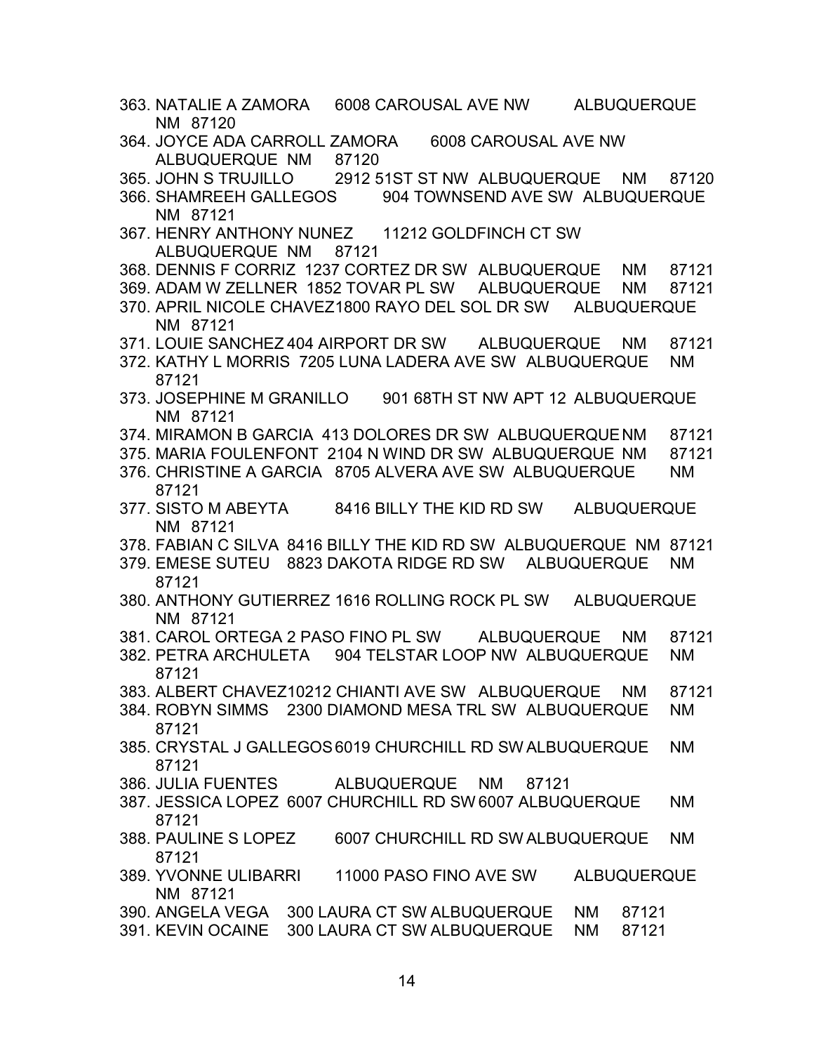363. NATALIE A ZAMORA 6008 CAROUSAL AVE NW ALBUQUERQUE NM 87120
364. JOYCE ADA CARROLL ZAMORA 6008 CAROUSAL AVE NW ALBUQUERQUE NM 87120
365. JOHN S TRUJILLO 2912 51ST ST NW ALBUQUERQUE NM 87120
366. SHAMREEH GALLEGOS 904 TOWNSEND AVE SW ALBUQUERQUE NM 87121
367. HENRY ANTHONY NUNEZ 11212 GOLDFINCH CT SW ALBUQUERQUE NM 87121
368. DENNIS F CORRIZ 1237 CORTEZ DR SW ALBUQUERQUE NM 87121
369. ADAM W ZELLNER 1852 TOVAR PL SW ALBUQUERQUE NM 87121
370. APRIL NICOLE CHAVEZ1800 RAYO DEL SOL DR SW ALBUQUERQUE NM 87121
371. LOUIE SANCHEZ 404 AIRPORT DR SW ALBUQUERQUE NM 87121
372. KATHY L MORRIS 7205 LUNA LADERA AVE SW ALBUQUERQUE NM 87121
373. JOSEPHINE M GRANILLO 901 68TH ST NW APT 12 ALBUQUERQUE NM 87121
374. MIRAMON B GARCIA 413 DOLORES DR SW ALBUQUERQUE NM 87121
375. MARIA FOULENFONT 2104 N WIND DR SW ALBUQUERQUE NM 87121
376. CHRISTINE A GARCIA 8705 ALVERA AVE SW ALBUQUERQUE NM 87121
377. SISTO M ABEYTA 8416 BILLY THE KID RD SW ALBUQUERQUE NM 87121
378. FABIAN C SILVA 8416 BILLY THE KID RD SW ALBUQUERQUE NM 87121
379. EMESE SUTEU 8823 DAKOTA RIDGE RD SW ALBUQUERQUE NM 87121
380. ANTHONY GUTIERREZ 1616 ROLLING ROCK PL SW ALBUQUERQUE NM 87121
381. CAROL ORTEGA 2 PASO FINO PL SW ALBUQUERQUE NM 87121
382. PETRA ARCHULETA 904 TELSTAR LOOP NW ALBUQUERQUE NM 87121
383. ALBERT CHAVEZ10212 CHIANTI AVE SW ALBUQUERQUE NM 87121
384. ROBYN SIMMS 2300 DIAMOND MESA TRL SW ALBUQUERQUE NM 87121
385. CRYSTAL J GALLEGOS 6019 CHURCHILL RD SW ALBUQUERQUE NM 87121
386. JULIA FUENTES ALBUQUERQUE NM 87121
387. JESSICA LOPEZ 6007 CHURCHILL RD SW 6007 ALBUQUERQUE NM 87121
388. PAULINE S LOPEZ 6007 CHURCHILL RD SW ALBUQUERQUE NM 87121
389. YVONNE ULIBARRI 11000 PASO FINO AVE SW ALBUQUERQUE NM 87121
390. ANGELA VEGA 300 LAURA CT SW ALBUQUERQUE NM 87121
391. KEVIN OCAINE 300 LAURA CT SW ALBUQUERQUE NM 87121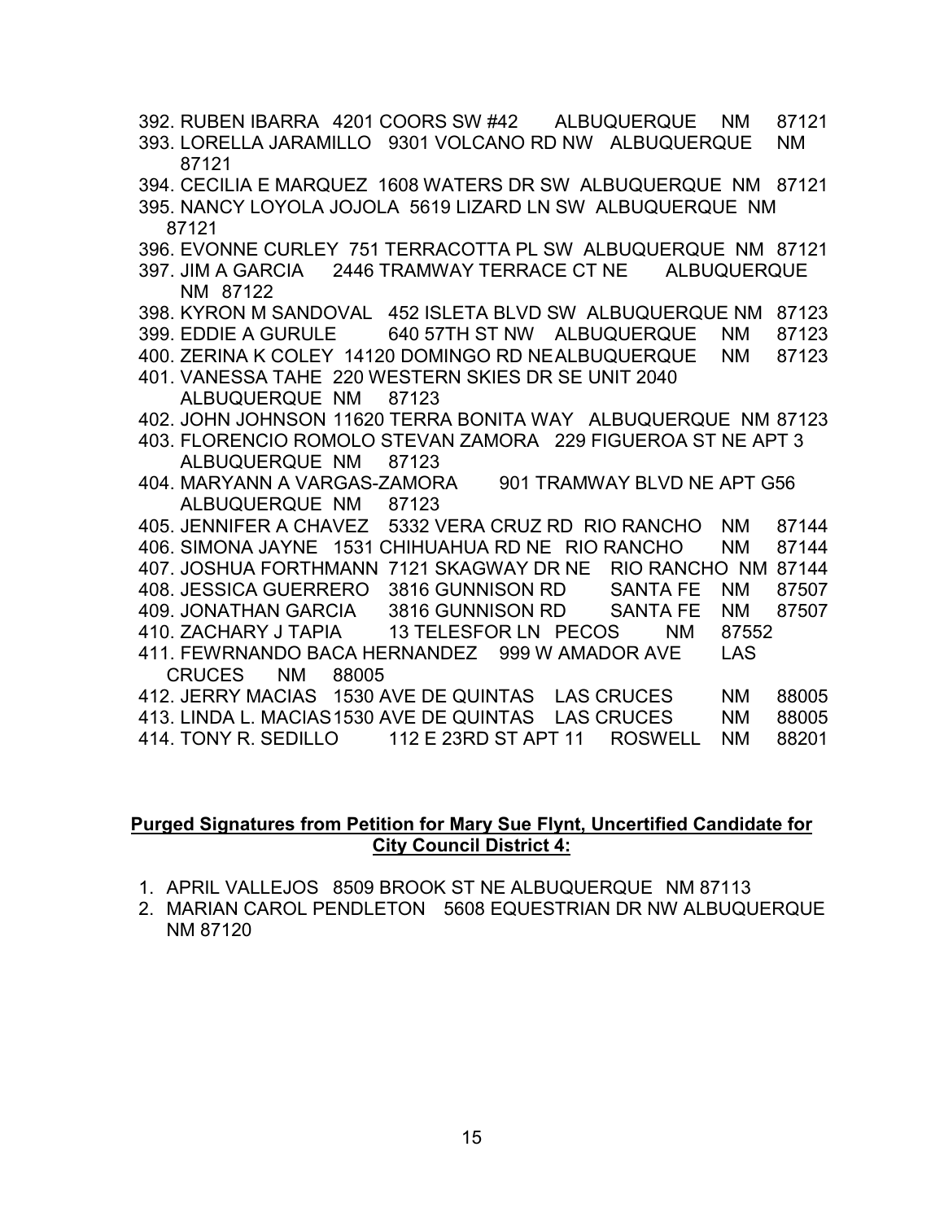392. RUBEN IBARRA 4201 COORS SW #42 ALBUQUERQUE NM 87121
393. LORELLA JARAMILLO 9301 VOLCANO RD NW ALBUQUERQUE NM 87121
394. CECILIA E MARQUEZ 1608 WATERS DR SW ALBUQUERQUE NM 87121
395. NANCY LOYOLA JOJOLA 5619 LIZARD LN SW ALBUQUERQUE NM 87121
396. EVONNE CURLEY 751 TERRACOTTA PL SW ALBUQUERQUE NM 87121
397. JIM A GARCIA 2446 TRAMWAY TERRACE CT NE ALBUQUERQUE NM 87122
398. KYRON M SANDOVAL 452 ISLETA BLVD SW ALBUQUERQUE NM 87123
399. EDDIE A GURULE 640 57TH ST NW ALBUQUERQUE NM 87123
400. ZERINA K COLEY 14120 DOMINGO RD NEALBUQUERQUE NM 87123
401. VANESSA TAHE 220 WESTERN SKIES DR SE UNIT 2040 ALBUQUERQUE NM 87123
402. JOHN JOHNSON 11620 TERRA BONITA WAY ALBUQUERQUE NM 87123
403. FLORENCIO ROMOLO STEVAN ZAMORA 229 FIGUEROA ST NE APT 3 ALBUQUERQUE NM 87123
404. MARYANN A VARGAS-ZAMORA 901 TRAMWAY BLVD NE APT G56 ALBUQUERQUE NM 87123
405. JENNIFER A CHAVEZ 5332 VERA CRUZ RD RIO RANCHO NM 87144
406. SIMONA JAYNE 1531 CHIHUAHUA RD NE RIO RANCHO NM 87144
407. JOSHUA FORTHMANN 7121 SKAGWAY DR NE RIO RANCHO NM 87144
408. JESSICA GUERRERO 3816 GUNNISON RD SANTA FE NM 87507
409. JONATHAN GARCIA 3816 GUNNISON RD SANTA FE NM 87507
410. ZACHARY J TAPIA 13 TELESFOR LN PECOS NM 87552
411. FEWRNANDO BACA HERNANDEZ 999 W AMADOR AVE LAS CRUCES NM 88005
412. JERRY MACIAS 1530 AVE DE QUINTAS LAS CRUCES NM 88005
413. LINDA L. MACIAS1530 AVE DE QUINTAS LAS CRUCES NM 88005
414. TONY R. SEDILLO 112 E 23RD ST APT 11 ROSWELL NM 88201

**Purged Signatures from Petition for Mary Sue Flynt, Uncertified Candidate for City Council District 4:**

1. APRIL VALLEJOS 8509 BROOK ST NE ALBUQUERQUE NM 87113
2. MARIAN CAROL PENDLETON 5608 EQUESTRIAN DR NW ALBUQUERQUE NM 87120